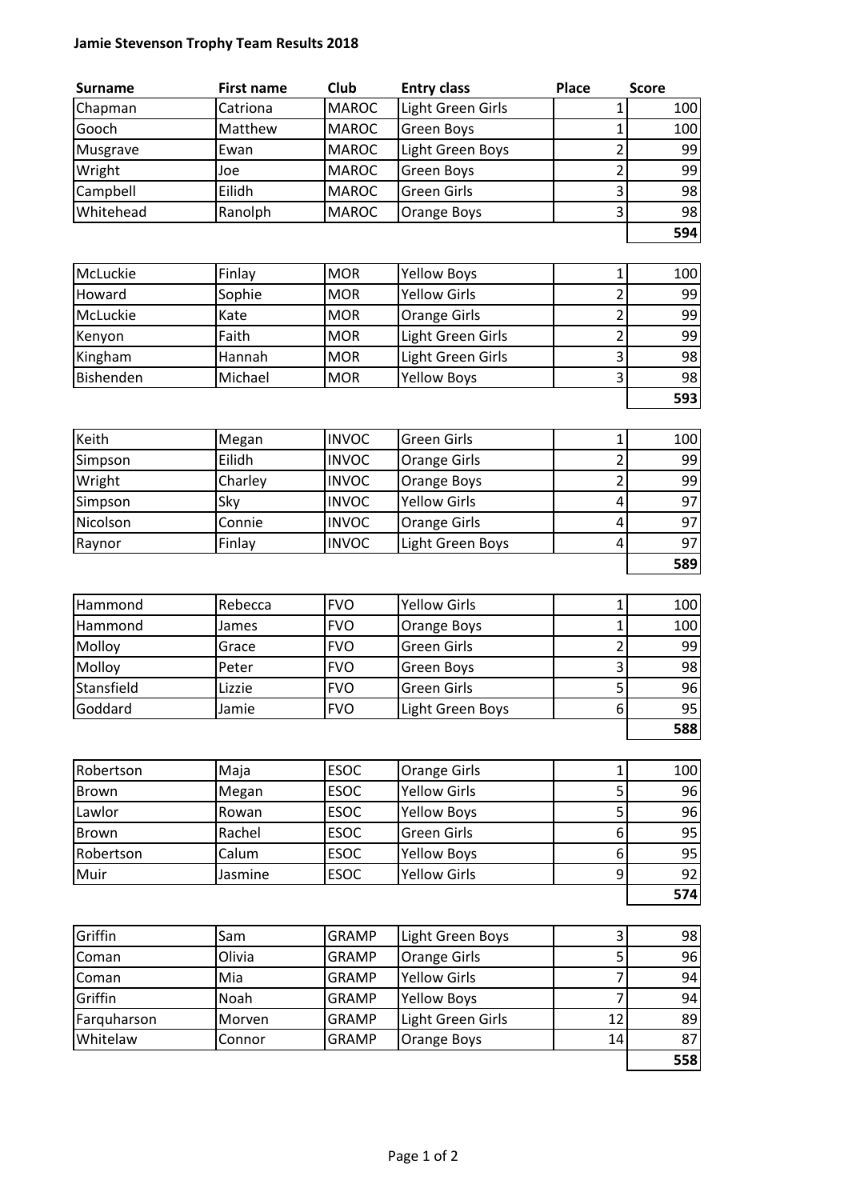**Jamie Stevenson Trophy Team Results 2018**

| Surname | First name | Club | Entry class | Place | Score |
|---|---|---|---|---|---|
| Chapman | Catriona | MAROC | Light Green Girls | 1 | 100 |
| Gooch | Matthew | MAROC | Green Boys | 1 | 100 |
| Musgrave | Ewan | MAROC | Light Green Boys | 2 | 99 |
| Wright | Joe | MAROC | Green Boys | 2 | 99 |
| Campbell | Eilidh | MAROC | Green Girls | 3 | 98 |
| Whitehead | Ranolph | MAROC | Orange Boys | 3 | 98 |
| | | | | | **594** |

| Surname | First name | Club | Entry class | Place | Score |
|---|---|---|---|---|---|
| McLuckie | Finlay | MOR | Yellow Boys | 1 | 100 |
| Howard | Sophie | MOR | Yellow Girls | 2 | 99 |
| McLuckie | Kate | MOR | Orange Girls | 2 | 99 |
| Kenyon | Faith | MOR | Light Green Girls | 2 | 99 |
| Kingham | Hannah | MOR | Light Green Girls | 3 | 98 |
| Bishenden | Michael | MOR | Yellow Boys | 3 | 98 |
| | | | | | **593** |

| Surname | First name | Club | Entry class | Place | Score |
|---|---|---|---|---|---|
| Keith | Megan | INVOC | Green Girls | 1 | 100 |
| Simpson | Eilidh | INVOC | Orange Girls | 2 | 99 |
| Wright | Charley | INVOC | Orange Boys | 2 | 99 |
| Simpson | Sky | INVOC | Yellow Girls | 4 | 97 |
| Nicolson | Connie | INVOC | Orange Girls | 4 | 97 |
| Raynor | Finlay | INVOC | Light Green Boys | 4 | 97 |
| | | | | | **589** |

| Surname | First name | Club | Entry class | Place | Score |
|---|---|---|---|---|---|
| Hammond | Rebecca | FVO | Yellow Girls | 1 | 100 |
| Hammond | James | FVO | Orange Boys | 1 | 100 |
| Molloy | Grace | FVO | Green Girls | 2 | 99 |
| Molloy | Peter | FVO | Green Boys | 3 | 98 |
| Stansfield | Lizzie | FVO | Green Girls | 5 | 96 |
| Goddard | Jamie | FVO | Light Green Boys | 6 | 95 |
| | | | | | **588** |

| Surname | First name | Club | Entry class | Place | Score |
|---|---|---|---|---|---|
| Robertson | Maja | ESOC | Orange Girls | 1 | 100 |
| Brown | Megan | ESOC | Yellow Girls | 5 | 96 |
| Lawlor | Rowan | ESOC | Yellow Boys | 5 | 96 |
| Brown | Rachel | ESOC | Green Girls | 6 | 95 |
| Robertson | Calum | ESOC | Yellow Boys | 6 | 95 |
| Muir | Jasmine | ESOC | Yellow Girls | 9 | 92 |
| | | | | | **574** |

| Surname | First name | Club | Entry class | Place | Score |
|---|---|---|---|---|---|
| Griffin | Sam | GRAMP | Light Green Boys | 3 | 98 |
| Coman | Olivia | GRAMP | Orange Girls | 5 | 96 |
| Coman | Mia | GRAMP | Yellow Girls | 7 | 94 |
| Griffin | Noah | GRAMP | Yellow Boys | 7 | 94 |
| Farquharson | Morven | GRAMP | Light Green Girls | 12 | 89 |
| Whitelaw | Connor | GRAMP | Orange Boys | 14 | 87 |
| | | | | | **558** |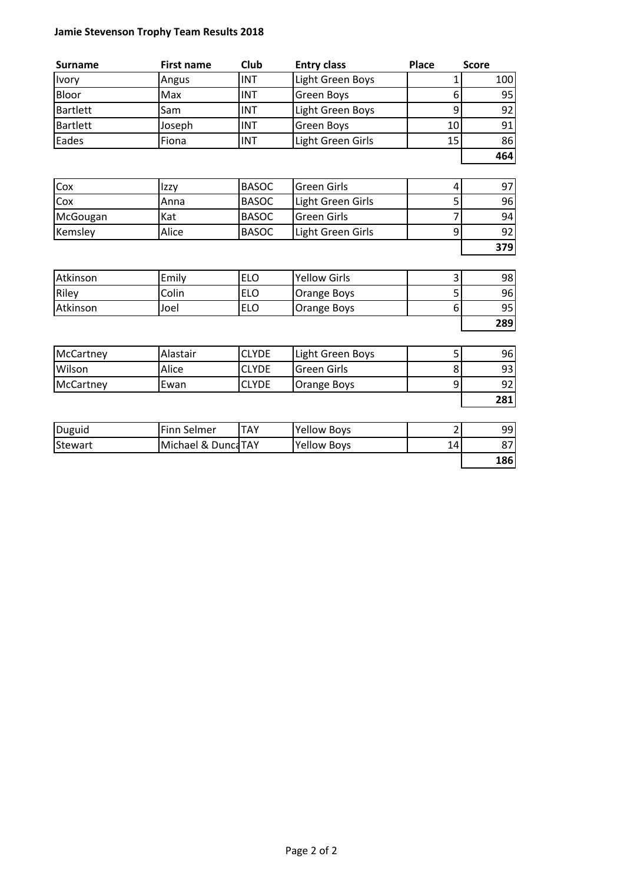**Jamie Stevenson Trophy Team Results 2018**

| Surname | First name | Club | Entry class | Place | Score |
|---|---|---|---|---|---|
| Ivory | Angus | INT | Light Green Boys | 1 | 100 |
| Bloor | Max | INT | Green Boys | 6 | 95 |
| Bartlett | Sam | INT | Light Green Boys | 9 | 92 |
| Bartlett | Joseph | INT | Green Boys | 10 | 91 |
| Eades | Fiona | INT | Light Green Girls | 15 | 86 |
| | | | | | **464** |
| Cox | Izzy | BASOC | Green Girls | 4 | 97 |
| Cox | Anna | BASOC | Light Green Girls | 5 | 96 |
| McGougan | Kat | BASOC | Green Girls | 7 | 94 |
| Kemsley | Alice | BASOC | Light Green Girls | 9 | 92 |
| | | | | | **379** |
| Atkinson | Emily | ELO | Yellow Girls | 3 | 98 |
| Riley | Colin | ELO | Orange Boys | 5 | 96 |
| Atkinson | Joel | ELO | Orange Boys | 6 | 95 |
| | | | | | **289** |
| McCartney | Alastair | CLYDE | Light Green Boys | 5 | 96 |
| Wilson | Alice | CLYDE | Green Girls | 8 | 93 |
| McCartney | Ewan | CLYDE | Orange Boys | 9 | 92 |
| | | | | | **281** |
| Duguid | Finn Selmer | TAY | Yellow Boys | 2 | 99 |
| Stewart | Michael & Dunca | TAY | Yellow Boys | 14 | 87 |
| | | | | | **186** |